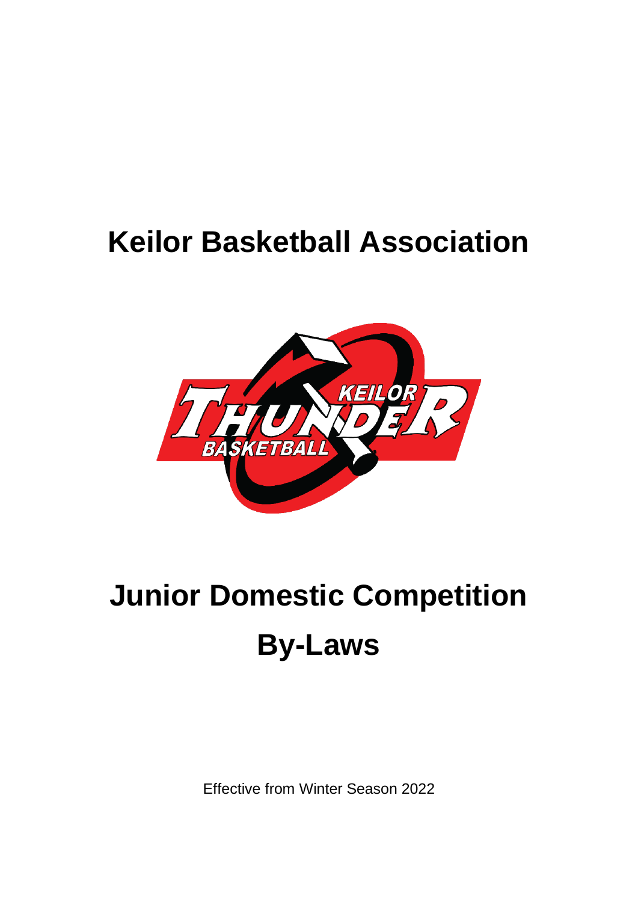# Keilor Basketball Association

# Junior Domestic Competition By-Laws

Effective from Winter Season 2022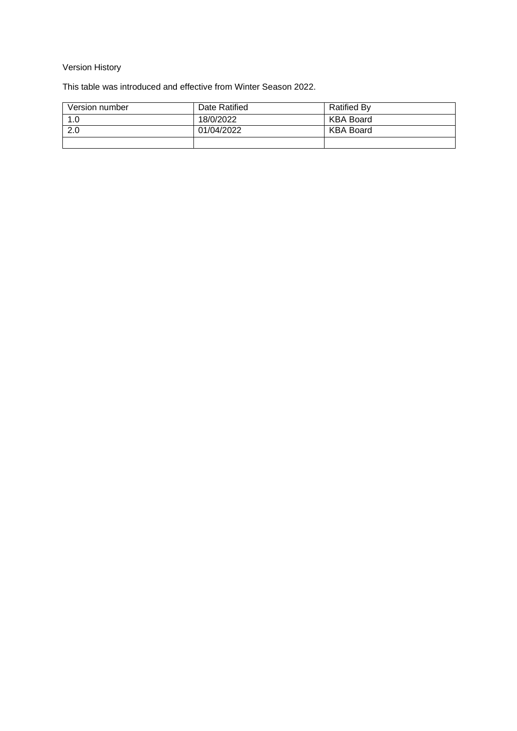Version History

This table was introduced and effective from Winter Season 2022.

| Version number | Date Ratified | Ratified By |
| --- | --- | --- |
| 1.0 | 18/0/2022 | KBA Board |
| 2.0 | 01/04/2022 | KBA Board |
| | | |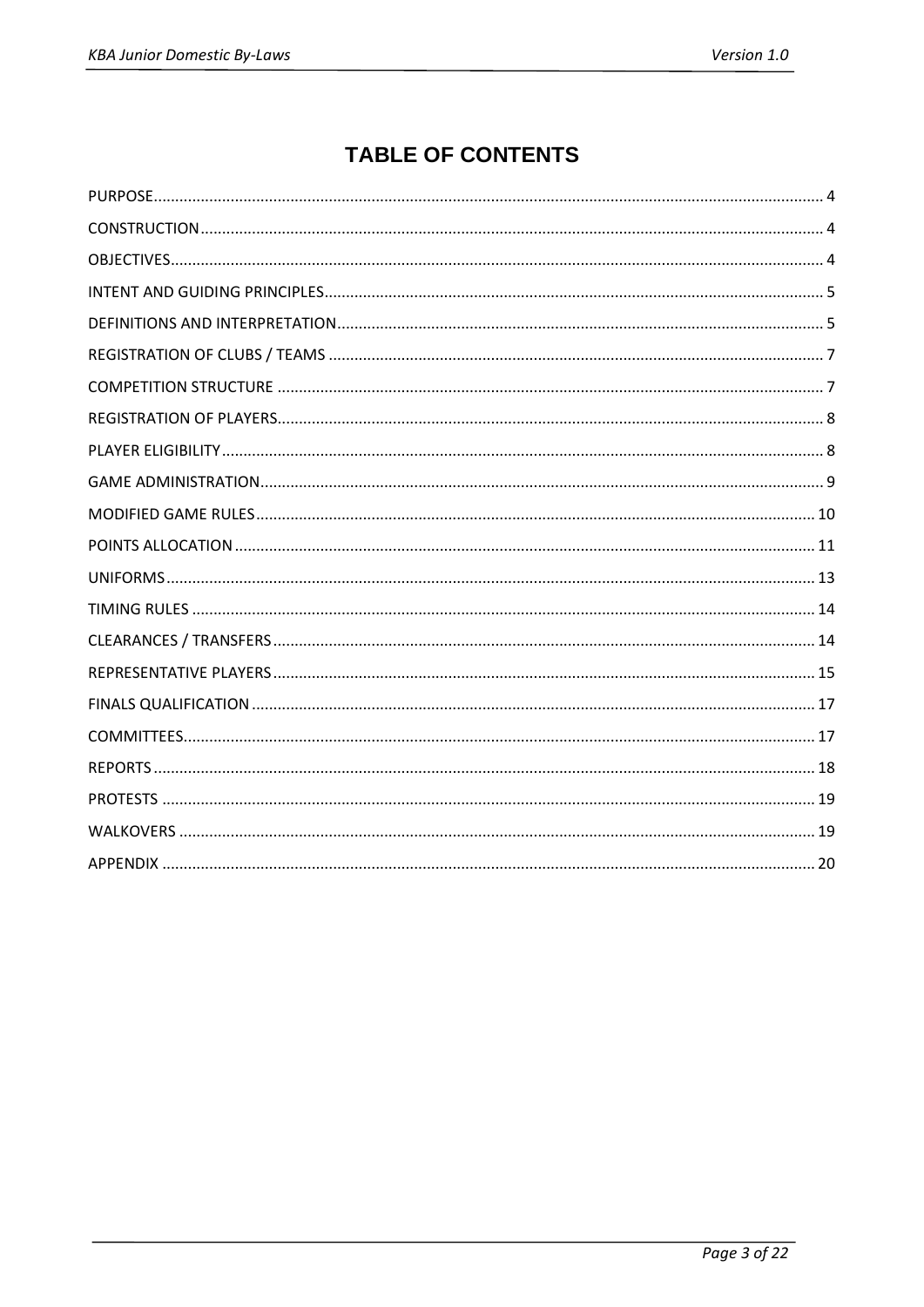# TABLE OF CONTENTS

PURPOSE ........................................................................................................ 4
CONSTRUCTION ............................................................................................... 4
OBJECTIVES .................................................................................................... 4
INTENT AND GUIDING PRINCIPLES ....................................................................... 5
DEFINITIONS AND INTERPRETATION ..................................................................... 5
REGISTRATION OF CLUBS / TEAMS ....................................................................... 7
COMPETITION STRUCTURE ................................................................................. 7
REGISTRATION OF PLAYERS ................................................................................ 8
PLAYER ELIGIBILITY .......................................................................................... 8
GAME ADMINISTRATION ...................................................................................... 9
MODIFIED GAME RULES .................................................................................... 10
POINTS ALLOCATION ........................................................................................ 11
UNIFORMS ...................................................................................................... 13
TIMING RULES ................................................................................................ 14
CLEARANCES / TRANSFERS ............................................................................... 14
REPRESENTATIVE PLAYERS ............................................................................... 15
FINALS QUALIFICATION .................................................................................... 17
COMMITTEES .................................................................................................. 17
REPORTS ........................................................................................................ 18
PROTESTS ...................................................................................................... 19
WALKOVERS .................................................................................................... 19
APPENDIX ....................................................................................................... 20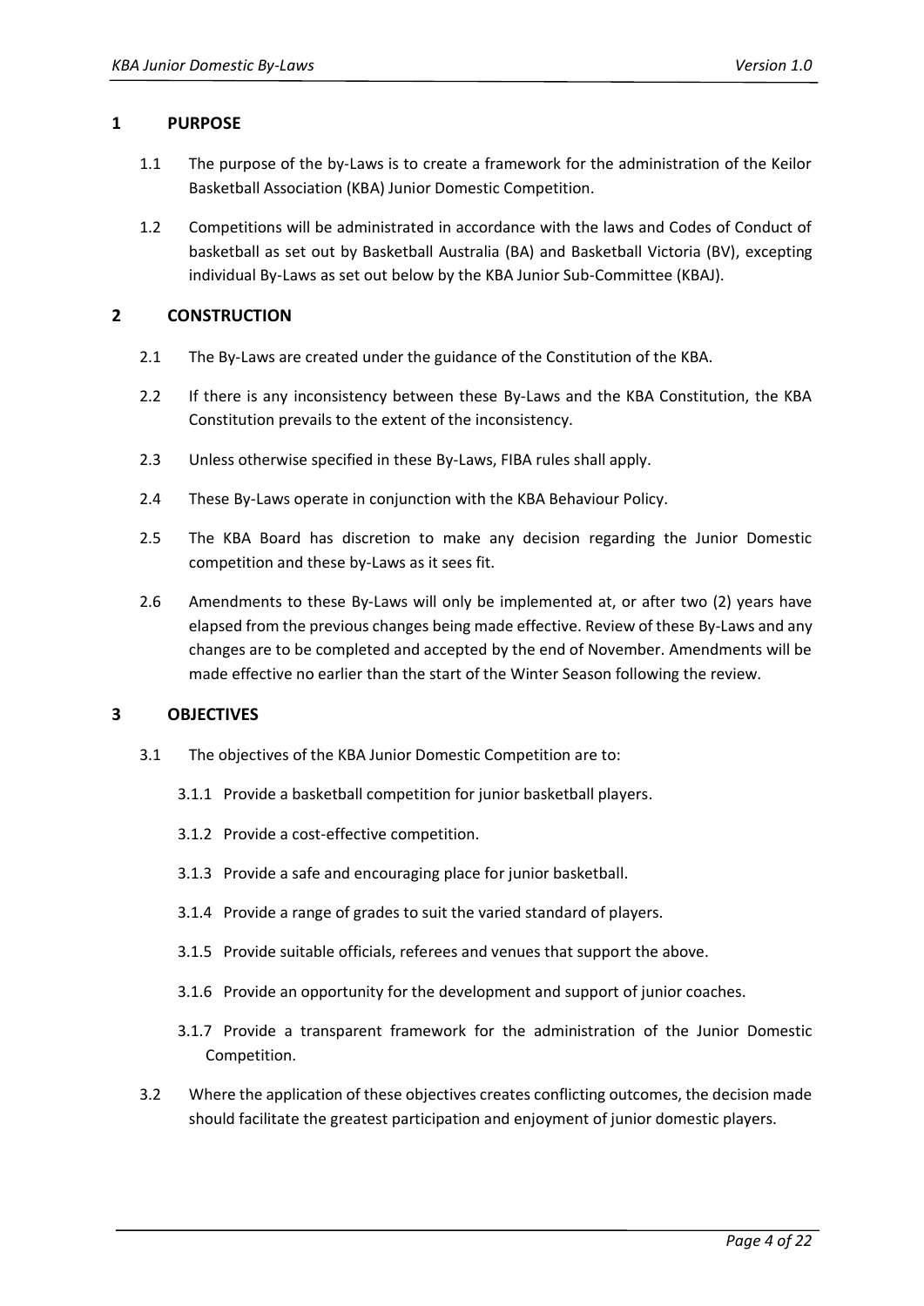## 1 PURPOSE

1.1 The purpose of the by-Laws is to create a framework for the administration of the Keilor Basketball Association (KBA) Junior Domestic Competition.

1.2 Competitions will be administrated in accordance with the laws and Codes of Conduct of basketball as set out by Basketball Australia (BA) and Basketball Victoria (BV), excepting individual By-Laws as set out below by the KBA Junior Sub-Committee (KBAJ).

## 2 CONSTRUCTION

2.1 The By-Laws are created under the guidance of the Constitution of the KBA.

2.2 If there is any inconsistency between these By-Laws and the KBA Constitution, the KBA Constitution prevails to the extent of the inconsistency.

2.3 Unless otherwise specified in these By-Laws, FIBA rules shall apply.

2.4 These By-Laws operate in conjunction with the KBA Behaviour Policy.

2.5 The KBA Board has discretion to make any decision regarding the Junior Domestic competition and these by-Laws as it sees fit.

2.6 Amendments to these By-Laws will only be implemented at, or after two (2) years have elapsed from the previous changes being made effective. Review of these By-Laws and any changes are to be completed and accepted by the end of November. Amendments will be made effective no earlier than the start of the Winter Season following the review.

## 3 OBJECTIVES

3.1 The objectives of the KBA Junior Domestic Competition are to:

3.1.1 Provide a basketball competition for junior basketball players.

3.1.2 Provide a cost-effective competition.

3.1.3 Provide a safe and encouraging place for junior basketball.

3.1.4 Provide a range of grades to suit the varied standard of players.

3.1.5 Provide suitable officials, referees and venues that support the above.

3.1.6 Provide an opportunity for the development and support of junior coaches.

3.1.7 Provide a transparent framework for the administration of the Junior Domestic Competition.

3.2 Where the application of these objectives creates conflicting outcomes, the decision made should facilitate the greatest participation and enjoyment of junior domestic players.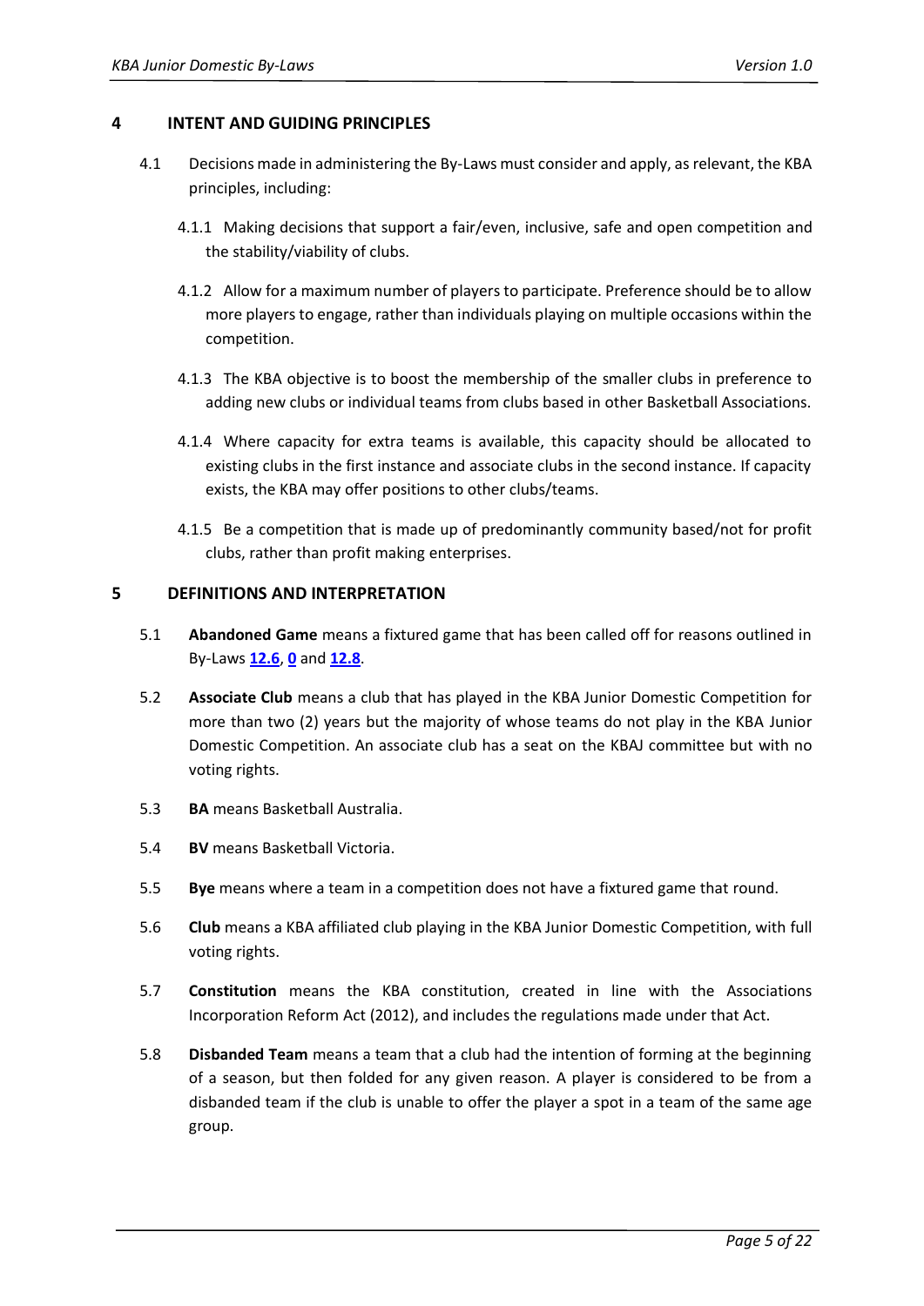## 4 INTENT AND GUIDING PRINCIPLES

4.1 Decisions made in administering the By-Laws must consider and apply, as relevant, the KBA principles, including:

4.1.1 Making decisions that support a fair/even, inclusive, safe and open competition and the stability/viability of clubs.

4.1.2 Allow for a maximum number of players to participate. Preference should be to allow more players to engage, rather than individuals playing on multiple occasions within the competition.

4.1.3 The KBA objective is to boost the membership of the smaller clubs in preference to adding new clubs or individual teams from clubs based in other Basketball Associations.

4.1.4 Where capacity for extra teams is available, this capacity should be allocated to existing clubs in the first instance and associate clubs in the second instance. If capacity exists, the KBA may offer positions to other clubs/teams.

4.1.5 Be a competition that is made up of predominantly community based/not for profit clubs, rather than profit making enterprises.

## 5 DEFINITIONS AND INTERPRETATION

5.1 **Abandoned Game** means a fixtured game that has been called off for reasons outlined in By-Laws **12.6**, **0** and **12.8**.

5.2 **Associate Club** means a club that has played in the KBA Junior Domestic Competition for more than two (2) years but the majority of whose teams do not play in the KBA Junior Domestic Competition. An associate club has a seat on the KBAJ committee but with no voting rights.

5.3 **BA** means Basketball Australia.

5.4 **BV** means Basketball Victoria.

5.5 **Bye** means where a team in a competition does not have a fixtured game that round.

5.6 **Club** means a KBA affiliated club playing in the KBA Junior Domestic Competition, with full voting rights.

5.7 **Constitution** means the KBA constitution, created in line with the Associations Incorporation Reform Act (2012), and includes the regulations made under that Act.

5.8 **Disbanded Team** means a team that a club had the intention of forming at the beginning of a season, but then folded for any given reason. A player is considered to be from a disbanded team if the club is unable to offer the player a spot in a team of the same age group.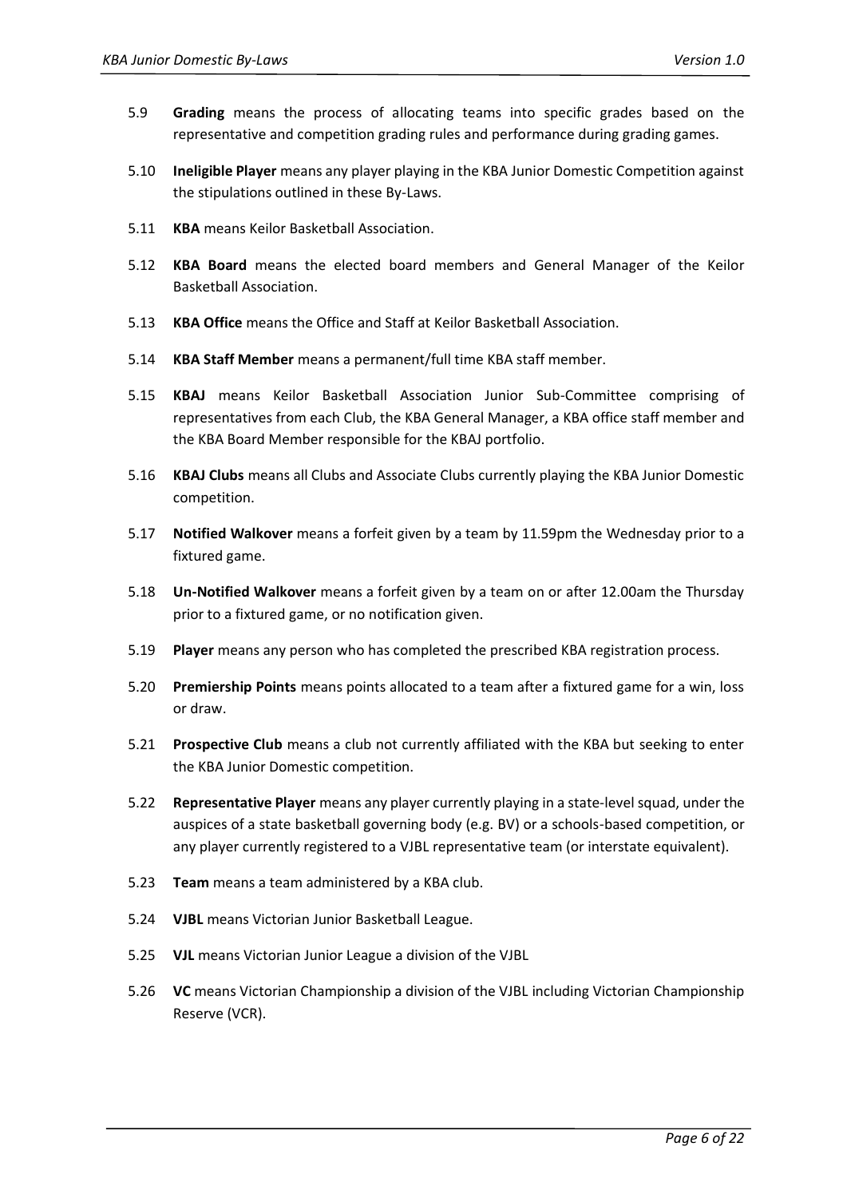5.9 **Grading** means the process of allocating teams into specific grades based on the representative and competition grading rules and performance during grading games.

5.10 **Ineligible Player** means any player playing in the KBA Junior Domestic Competition against the stipulations outlined in these By-Laws.

5.11 **KBA** means Keilor Basketball Association.

5.12 **KBA Board** means the elected board members and General Manager of the Keilor Basketball Association.

5.13 **KBA Office** means the Office and Staff at Keilor Basketball Association.

5.14 **KBA Staff Member** means a permanent/full time KBA staff member.

5.15 **KBAJ** means Keilor Basketball Association Junior Sub-Committee comprising of representatives from each Club, the KBA General Manager, a KBA office staff member and the KBA Board Member responsible for the KBAJ portfolio.

5.16 **KBAJ Clubs** means all Clubs and Associate Clubs currently playing the KBA Junior Domestic competition.

5.17 **Notified Walkover** means a forfeit given by a team by 11.59pm the Wednesday prior to a fixtured game.

5.18 **Un-Notified Walkover** means a forfeit given by a team on or after 12.00am the Thursday prior to a fixtured game, or no notification given.

5.19 **Player** means any person who has completed the prescribed KBA registration process.

5.20 **Premiership Points** means points allocated to a team after a fixtured game for a win, loss or draw.

5.21 **Prospective Club** means a club not currently affiliated with the KBA but seeking to enter the KBA Junior Domestic competition.

5.22 **Representative Player** means any player currently playing in a state-level squad, under the auspices of a state basketball governing body (e.g. BV) or a schools-based competition, or any player currently registered to a VJBL representative team (or interstate equivalent).

5.23 **Team** means a team administered by a KBA club.

5.24 **VJBL** means Victorian Junior Basketball League.

5.25 **VJL** means Victorian Junior League a division of the VJBL

5.26 **VC** means Victorian Championship a division of the VJBL including Victorian Championship Reserve (VCR).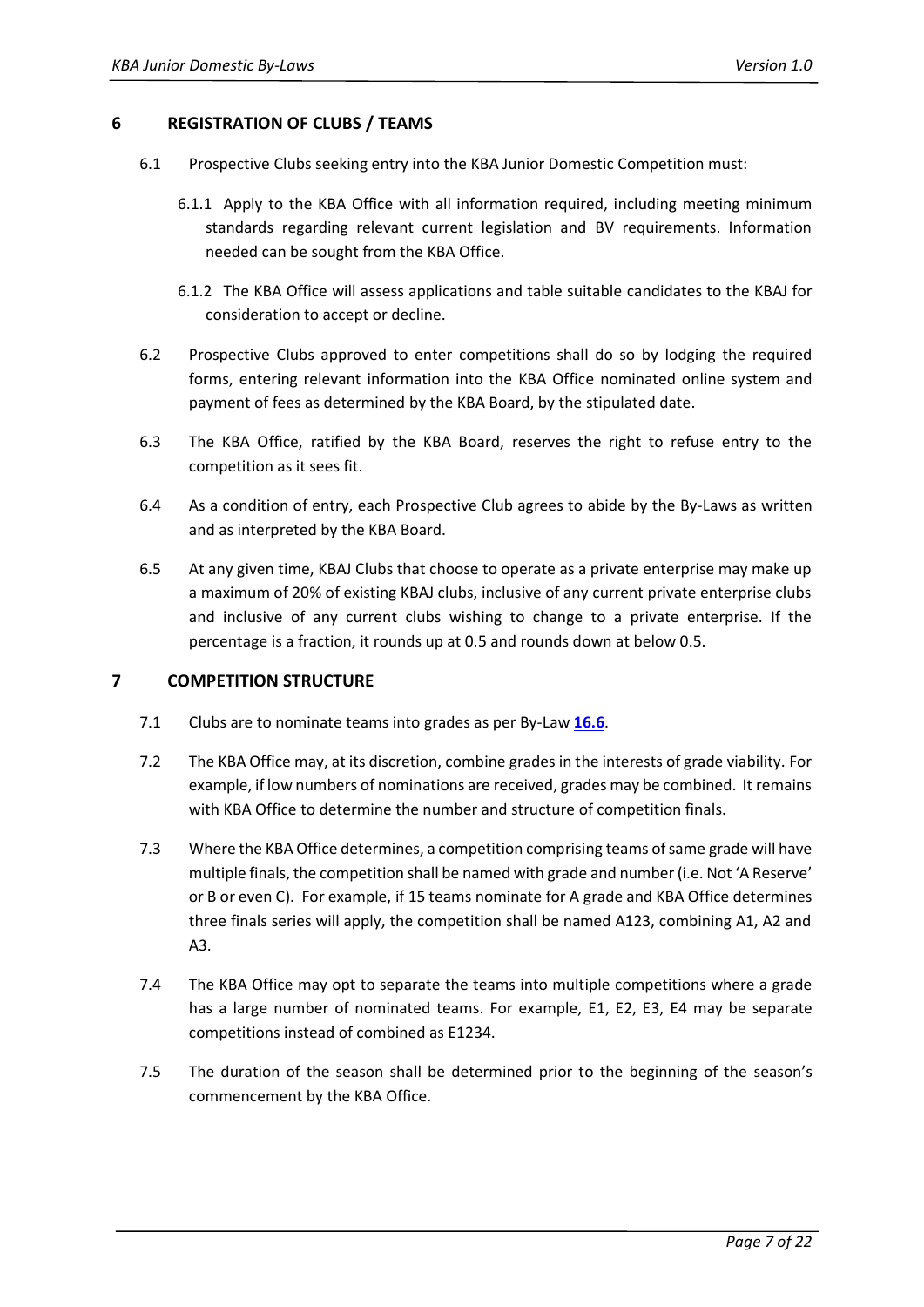## 6 REGISTRATION OF CLUBS / TEAMS

6.1 Prospective Clubs seeking entry into the KBA Junior Domestic Competition must:

6.1.1 Apply to the KBA Office with all information required, including meeting minimum standards regarding relevant current legislation and BV requirements. Information needed can be sought from the KBA Office.

6.1.2 The KBA Office will assess applications and table suitable candidates to the KBAJ for consideration to accept or decline.

6.2 Prospective Clubs approved to enter competitions shall do so by lodging the required forms, entering relevant information into the KBA Office nominated online system and payment of fees as determined by the KBA Board, by the stipulated date.

6.3 The KBA Office, ratified by the KBA Board, reserves the right to refuse entry to the competition as it sees fit.

6.4 As a condition of entry, each Prospective Club agrees to abide by the By-Laws as written and as interpreted by the KBA Board.

6.5 At any given time, KBAJ Clubs that choose to operate as a private enterprise may make up a maximum of 20% of existing KBAJ clubs, inclusive of any current private enterprise clubs and inclusive of any current clubs wishing to change to a private enterprise. If the percentage is a fraction, it rounds up at 0.5 and rounds down at below 0.5.

## 7 COMPETITION STRUCTURE

7.1 Clubs are to nominate teams into grades as per By-Law **16.6**.

7.2 The KBA Office may, at its discretion, combine grades in the interests of grade viability. For example, if low numbers of nominations are received, grades may be combined. It remains with KBA Office to determine the number and structure of competition finals.

7.3 Where the KBA Office determines, a competition comprising teams of same grade will have multiple finals, the competition shall be named with grade and number (i.e. Not 'A Reserve' or B or even C). For example, if 15 teams nominate for A grade and KBA Office determines three finals series will apply, the competition shall be named A123, combining A1, A2 and A3.

7.4 The KBA Office may opt to separate the teams into multiple competitions where a grade has a large number of nominated teams. For example, E1, E2, E3, E4 may be separate competitions instead of combined as E1234.

7.5 The duration of the season shall be determined prior to the beginning of the season's commencement by the KBA Office.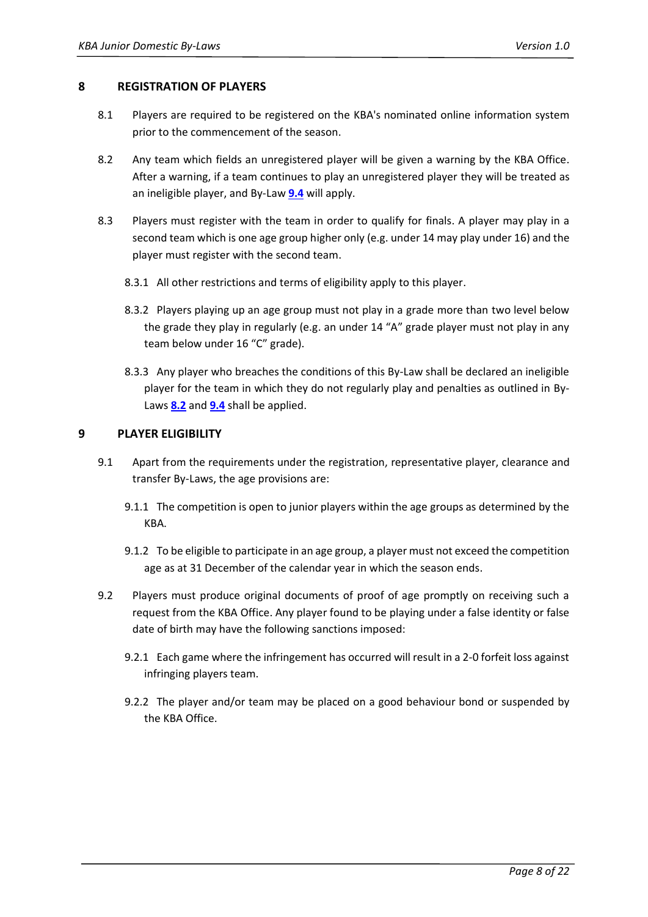## 8 REGISTRATION OF PLAYERS

8.1 Players are required to be registered on the KBA's nominated online information system prior to the commencement of the season.

8.2 Any team which fields an unregistered player will be given a warning by the KBA Office. After a warning, if a team continues to play an unregistered player they will be treated as an ineligible player, and By-Law **9.4** will apply.

8.3 Players must register with the team in order to qualify for finals. A player may play in a second team which is one age group higher only (e.g. under 14 may play under 16) and the player must register with the second team.

8.3.1 All other restrictions and terms of eligibility apply to this player.

8.3.2 Players playing up an age group must not play in a grade more than two level below the grade they play in regularly (e.g. an under 14 "A" grade player must not play in any team below under 16 "C" grade).

8.3.3 Any player who breaches the conditions of this By-Law shall be declared an ineligible player for the team in which they do not regularly play and penalties as outlined in By-Laws **8.2** and **9.4** shall be applied.

## 9 PLAYER ELIGIBILITY

9.1 Apart from the requirements under the registration, representative player, clearance and transfer By-Laws, the age provisions are:

9.1.1 The competition is open to junior players within the age groups as determined by the KBA.

9.1.2 To be eligible to participate in an age group, a player must not exceed the competition age as at 31 December of the calendar year in which the season ends.

9.2 Players must produce original documents of proof of age promptly on receiving such a request from the KBA Office. Any player found to be playing under a false identity or false date of birth may have the following sanctions imposed:

9.2.1 Each game where the infringement has occurred will result in a 2-0 forfeit loss against infringing players team.

9.2.2 The player and/or team may be placed on a good behaviour bond or suspended by the KBA Office.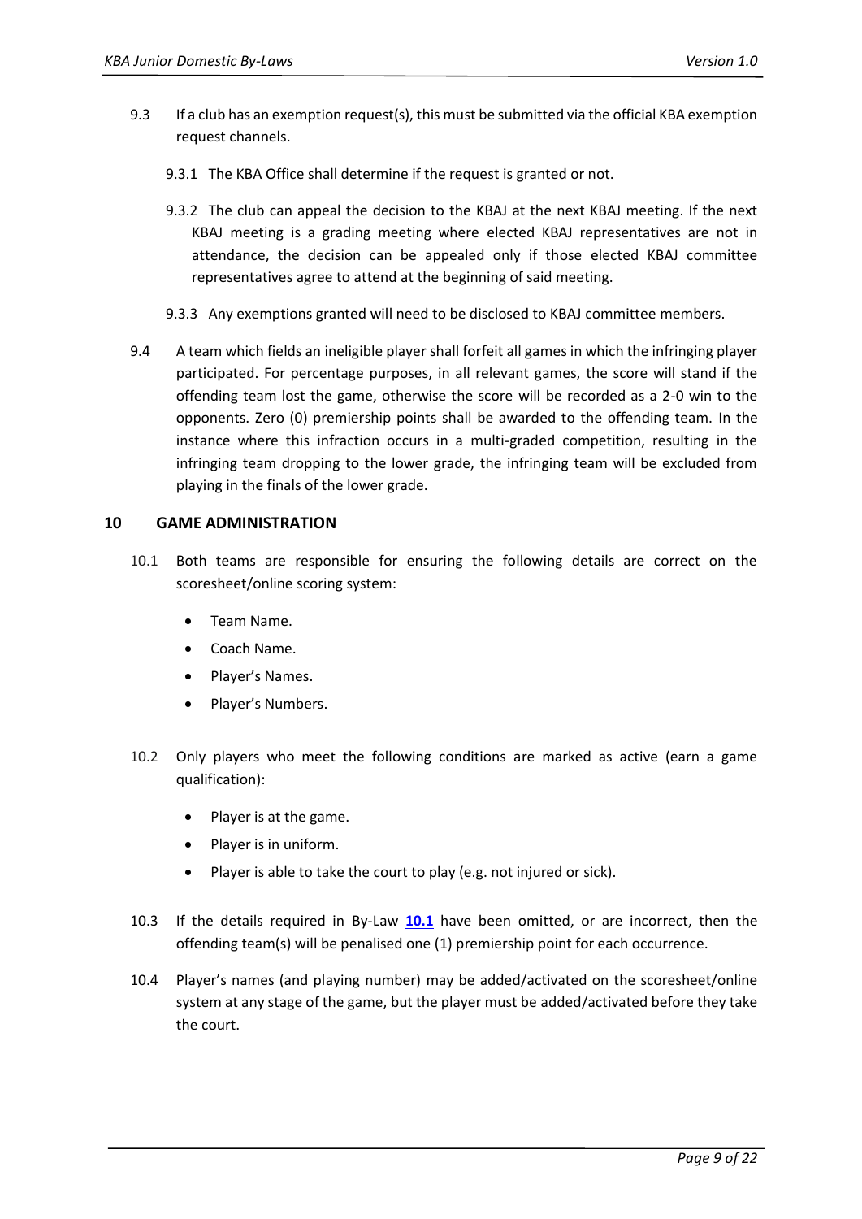9.3 If a club has an exemption request(s), this must be submitted via the official KBA exemption request channels.

9.3.1 The KBA Office shall determine if the request is granted or not.

9.3.2 The club can appeal the decision to the KBAJ at the next KBAJ meeting. If the next KBAJ meeting is a grading meeting where elected KBAJ representatives are not in attendance, the decision can be appealed only if those elected KBAJ committee representatives agree to attend at the beginning of said meeting.

9.3.3 Any exemptions granted will need to be disclosed to KBAJ committee members.

9.4 A team which fields an ineligible player shall forfeit all games in which the infringing player participated. For percentage purposes, in all relevant games, the score will stand if the offending team lost the game, otherwise the score will be recorded as a 2-0 win to the opponents. Zero (0) premiership points shall be awarded to the offending team. In the instance where this infraction occurs in a multi-graded competition, resulting in the infringing team dropping to the lower grade, the infringing team will be excluded from playing in the finals of the lower grade.

## 10 GAME ADMINISTRATION

10.1 Both teams are responsible for ensuring the following details are correct on the scoresheet/online scoring system:

- Team Name.
- Coach Name.
- Player's Names.
- Player's Numbers.

10.2 Only players who meet the following conditions are marked as active (earn a game qualification):

- Player is at the game.
- Player is in uniform.
- Player is able to take the court to play (e.g. not injured or sick).

10.3 If the details required in By-Law **10.1** have been omitted, or are incorrect, then the offending team(s) will be penalised one (1) premiership point for each occurrence.

10.4 Player's names (and playing number) may be added/activated on the scoresheet/online system at any stage of the game, but the player must be added/activated before they take the court.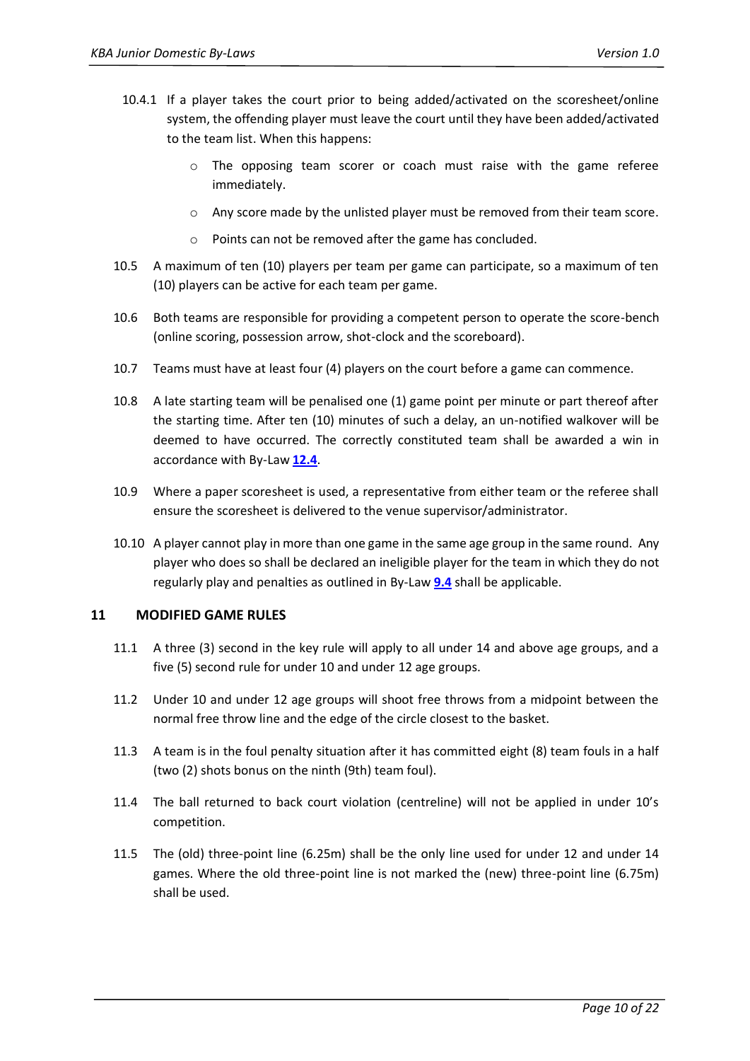10.4.1 If a player takes the court prior to being added/activated on the scoresheet/online system, the offending player must leave the court until they have been added/activated to the team list. When this happens:

- The opposing team scorer or coach must raise with the game referee immediately.
- Any score made by the unlisted player must be removed from their team score.
- Points can not be removed after the game has concluded.

10.5 A maximum of ten (10) players per team per game can participate, so a maximum of ten (10) players can be active for each team per game.

10.6 Both teams are responsible for providing a competent person to operate the score-bench (online scoring, possession arrow, shot-clock and the scoreboard).

10.7 Teams must have at least four (4) players on the court before a game can commence.

10.8 A late starting team will be penalised one (1) game point per minute or part thereof after the starting time. After ten (10) minutes of such a delay, an un-notified walkover will be deemed to have occurred. The correctly constituted team shall be awarded a win in accordance with By-Law **12.4**.

10.9 Where a paper scoresheet is used, a representative from either team or the referee shall ensure the scoresheet is delivered to the venue supervisor/administrator.

10.10 A player cannot play in more than one game in the same age group in the same round. Any player who does so shall be declared an ineligible player for the team in which they do not regularly play and penalties as outlined in By-Law **9.4** shall be applicable.

## 11 MODIFIED GAME RULES

11.1 A three (3) second in the key rule will apply to all under 14 and above age groups, and a five (5) second rule for under 10 and under 12 age groups.

11.2 Under 10 and under 12 age groups will shoot free throws from a midpoint between the normal free throw line and the edge of the circle closest to the basket.

11.3 A team is in the foul penalty situation after it has committed eight (8) team fouls in a half (two (2) shots bonus on the ninth (9th) team foul).

11.4 The ball returned to back court violation (centreline) will not be applied in under 10's competition.

11.5 The (old) three-point line (6.25m) shall be the only line used for under 12 and under 14 games. Where the old three-point line is not marked the (new) three-point line (6.75m) shall be used.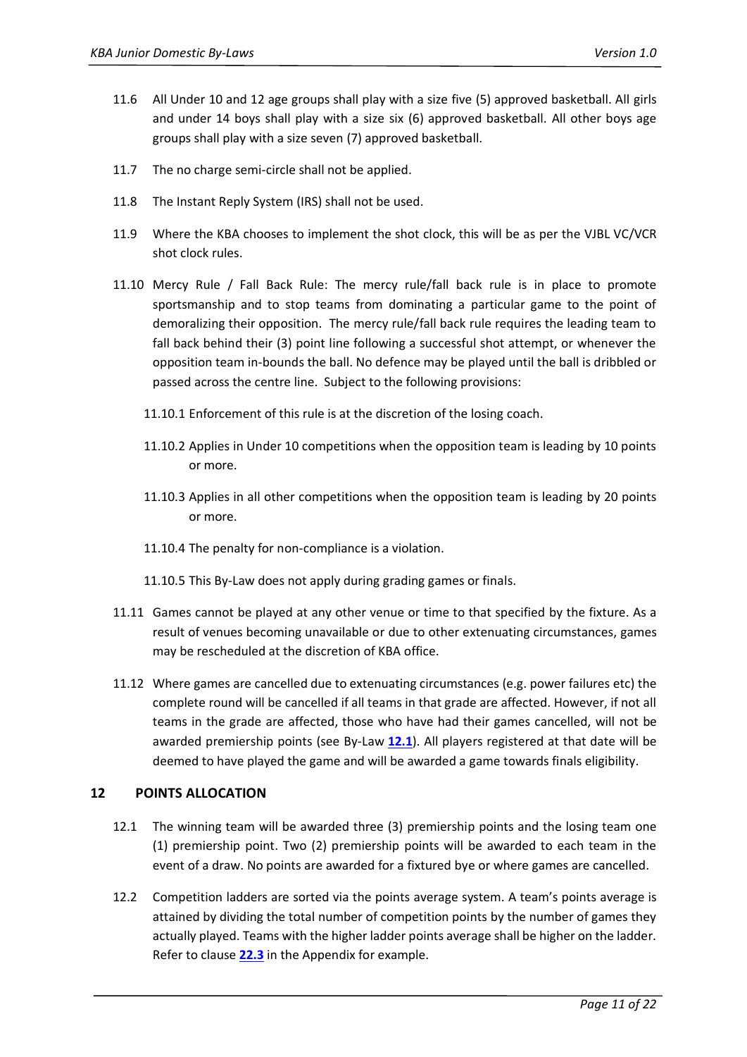11.6 All Under 10 and 12 age groups shall play with a size five (5) approved basketball. All girls and under 14 boys shall play with a size six (6) approved basketball. All other boys age groups shall play with a size seven (7) approved basketball.

11.7 The no charge semi-circle shall not be applied.

11.8 The Instant Reply System (IRS) shall not be used.

11.9 Where the KBA chooses to implement the shot clock, this will be as per the VJBL VC/VCR shot clock rules.

11.10 Mercy Rule / Fall Back Rule: The mercy rule/fall back rule is in place to promote sportsmanship and to stop teams from dominating a particular game to the point of demoralizing their opposition. The mercy rule/fall back rule requires the leading team to fall back behind their (3) point line following a successful shot attempt, or whenever the opposition team in-bounds the ball. No defence may be played until the ball is dribbled or passed across the centre line. Subject to the following provisions:

- 11.10.1 Enforcement of this rule is at the discretion of the losing coach.
- 11.10.2 Applies in Under 10 competitions when the opposition team is leading by 10 points or more.
- 11.10.3 Applies in all other competitions when the opposition team is leading by 20 points or more.
- 11.10.4 The penalty for non-compliance is a violation.
- 11.10.5 This By-Law does not apply during grading games or finals.

11.11 Games cannot be played at any other venue or time to that specified by the fixture. As a result of venues becoming unavailable or due to other extenuating circumstances, games may be rescheduled at the discretion of KBA office.

11.12 Where games are cancelled due to extenuating circumstances (e.g. power failures etc) the complete round will be cancelled if all teams in that grade are affected. However, if not all teams in the grade are affected, those who have had their games cancelled, will not be awarded premiership points (see By-Law **12.1**). All players registered at that date will be deemed to have played the game and will be awarded a game towards finals eligibility.

## 12 POINTS ALLOCATION

12.1 The winning team will be awarded three (3) premiership points and the losing team one (1) premiership point. Two (2) premiership points will be awarded to each team in the event of a draw. No points are awarded for a fixtured bye or where games are cancelled.

12.2 Competition ladders are sorted via the points average system. A team's points average is attained by dividing the total number of competition points by the number of games they actually played. Teams with the higher ladder points average shall be higher on the ladder. Refer to clause **22.3** in the Appendix for example.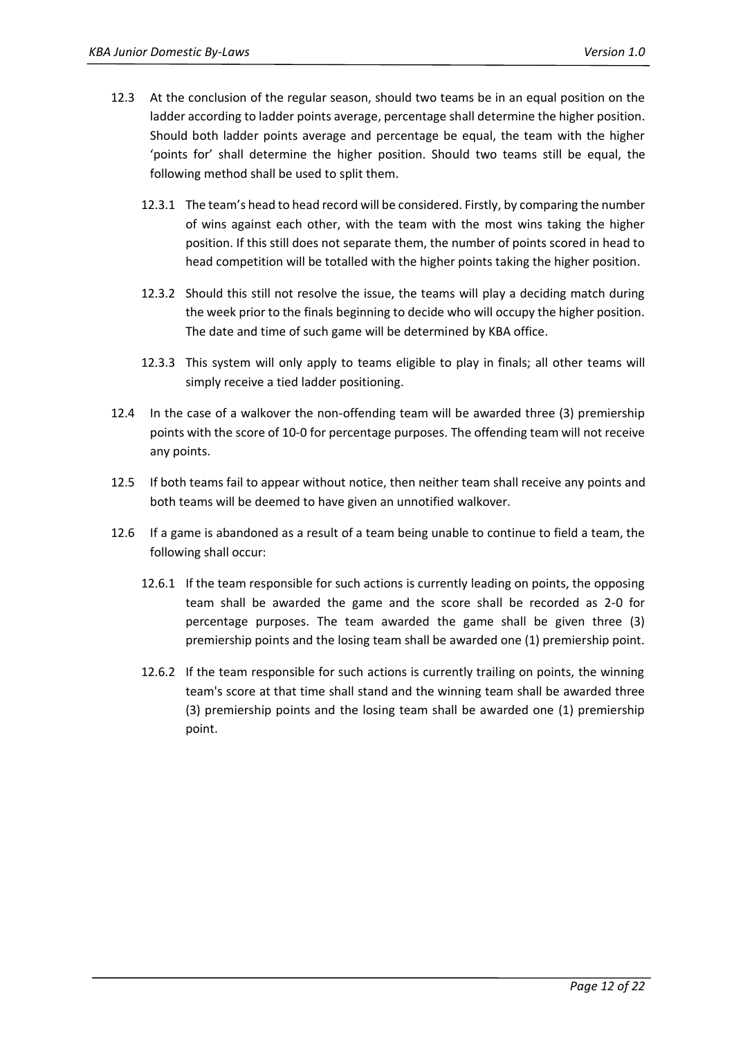12.3 At the conclusion of the regular season, should two teams be in an equal position on the ladder according to ladder points average, percentage shall determine the higher position. Should both ladder points average and percentage be equal, the team with the higher 'points for' shall determine the higher position. Should two teams still be equal, the following method shall be used to split them.

12.3.1 The team's head to head record will be considered. Firstly, by comparing the number of wins against each other, with the team with the most wins taking the higher position. If this still does not separate them, the number of points scored in head to head competition will be totalled with the higher points taking the higher position.

12.3.2 Should this still not resolve the issue, the teams will play a deciding match during the week prior to the finals beginning to decide who will occupy the higher position. The date and time of such game will be determined by KBA office.

12.3.3 This system will only apply to teams eligible to play in finals; all other teams will simply receive a tied ladder positioning.

12.4 In the case of a walkover the non-offending team will be awarded three (3) premiership points with the score of 10-0 for percentage purposes. The offending team will not receive any points.

12.5 If both teams fail to appear without notice, then neither team shall receive any points and both teams will be deemed to have given an unnotified walkover.

12.6 If a game is abandoned as a result of a team being unable to continue to field a team, the following shall occur:

12.6.1 If the team responsible for such actions is currently leading on points, the opposing team shall be awarded the game and the score shall be recorded as 2-0 for percentage purposes. The team awarded the game shall be given three (3) premiership points and the losing team shall be awarded one (1) premiership point.

12.6.2 If the team responsible for such actions is currently trailing on points, the winning team's score at that time shall stand and the winning team shall be awarded three (3) premiership points and the losing team shall be awarded one (1) premiership point.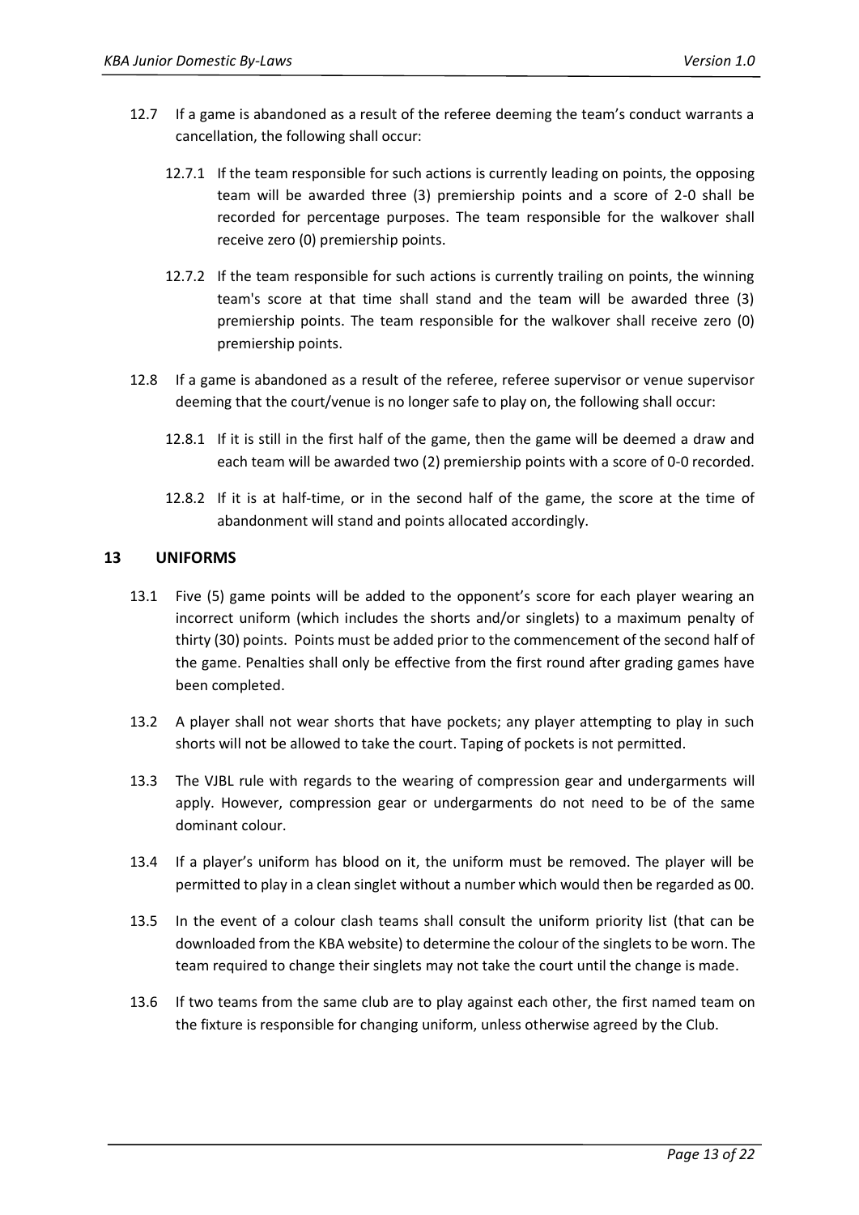12.7 If a game is abandoned as a result of the referee deeming the team's conduct warrants a cancellation, the following shall occur:

12.7.1 If the team responsible for such actions is currently leading on points, the opposing team will be awarded three (3) premiership points and a score of 2-0 shall be recorded for percentage purposes. The team responsible for the walkover shall receive zero (0) premiership points.

12.7.2 If the team responsible for such actions is currently trailing on points, the winning team's score at that time shall stand and the team will be awarded three (3) premiership points. The team responsible for the walkover shall receive zero (0) premiership points.

12.8 If a game is abandoned as a result of the referee, referee supervisor or venue supervisor deeming that the court/venue is no longer safe to play on, the following shall occur:

12.8.1 If it is still in the first half of the game, then the game will be deemed a draw and each team will be awarded two (2) premiership points with a score of 0-0 recorded.

12.8.2 If it is at half-time, or in the second half of the game, the score at the time of abandonment will stand and points allocated accordingly.

## 13 UNIFORMS

13.1 Five (5) game points will be added to the opponent's score for each player wearing an incorrect uniform (which includes the shorts and/or singlets) to a maximum penalty of thirty (30) points. Points must be added prior to the commencement of the second half of the game. Penalties shall only be effective from the first round after grading games have been completed.

13.2 A player shall not wear shorts that have pockets; any player attempting to play in such shorts will not be allowed to take the court. Taping of pockets is not permitted.

13.3 The VJBL rule with regards to the wearing of compression gear and undergarments will apply. However, compression gear or undergarments do not need to be of the same dominant colour.

13.4 If a player's uniform has blood on it, the uniform must be removed. The player will be permitted to play in a clean singlet without a number which would then be regarded as 00.

13.5 In the event of a colour clash teams shall consult the uniform priority list (that can be downloaded from the KBA website) to determine the colour of the singlets to be worn. The team required to change their singlets may not take the court until the change is made.

13.6 If two teams from the same club are to play against each other, the first named team on the fixture is responsible for changing uniform, unless otherwise agreed by the Club.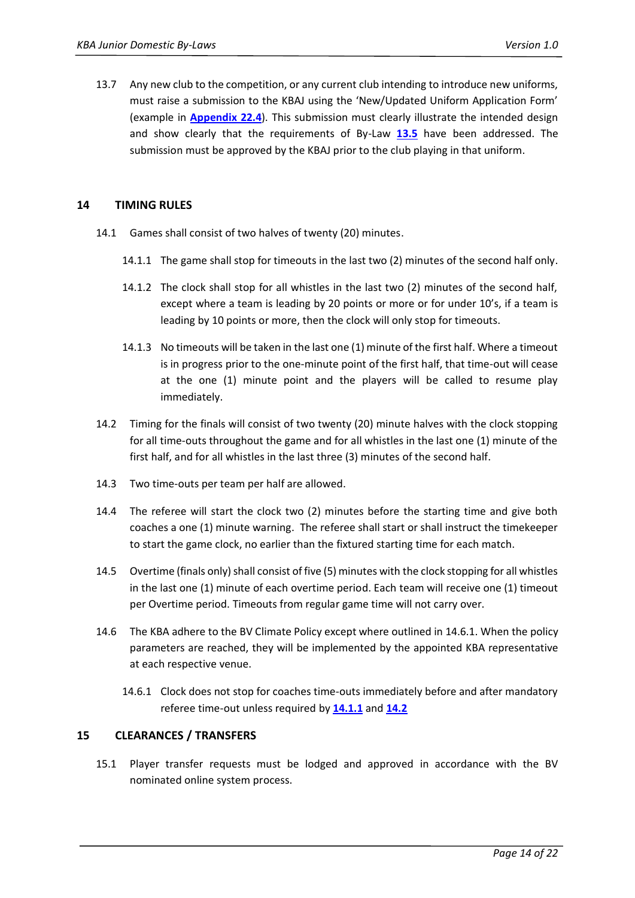13.7 Any new club to the competition, or any current club intending to introduce new uniforms, must raise a submission to the KBAJ using the 'New/Updated Uniform Application Form' (example in **Appendix 22.4**). This submission must clearly illustrate the intended design and show clearly that the requirements of By-Law **13.5** have been addressed. The submission must be approved by the KBAJ prior to the club playing in that uniform.

## 14 TIMING RULES

14.1 Games shall consist of two halves of twenty (20) minutes.

14.1.1 The game shall stop for timeouts in the last two (2) minutes of the second half only.

14.1.2 The clock shall stop for all whistles in the last two (2) minutes of the second half, except where a team is leading by 20 points or more or for under 10's, if a team is leading by 10 points or more, then the clock will only stop for timeouts.

14.1.3 No timeouts will be taken in the last one (1) minute of the first half. Where a timeout is in progress prior to the one-minute point of the first half, that time-out will cease at the one (1) minute point and the players will be called to resume play immediately.

14.2 Timing for the finals will consist of two twenty (20) minute halves with the clock stopping for all time-outs throughout the game and for all whistles in the last one (1) minute of the first half, and for all whistles in the last three (3) minutes of the second half.

14.3 Two time-outs per team per half are allowed.

14.4 The referee will start the clock two (2) minutes before the starting time and give both coaches a one (1) minute warning. The referee shall start or shall instruct the timekeeper to start the game clock, no earlier than the fixtured starting time for each match.

14.5 Overtime (finals only) shall consist of five (5) minutes with the clock stopping for all whistles in the last one (1) minute of each overtime period. Each team will receive one (1) timeout per Overtime period. Timeouts from regular game time will not carry over.

14.6 The KBA adhere to the BV Climate Policy except where outlined in 14.6.1. When the policy parameters are reached, they will be implemented by the appointed KBA representative at each respective venue.

14.6.1 Clock does not stop for coaches time-outs immediately before and after mandatory referee time-out unless required by **14.1.1** and **14.2**

## 15 CLEARANCES / TRANSFERS

15.1 Player transfer requests must be lodged and approved in accordance with the BV nominated online system process.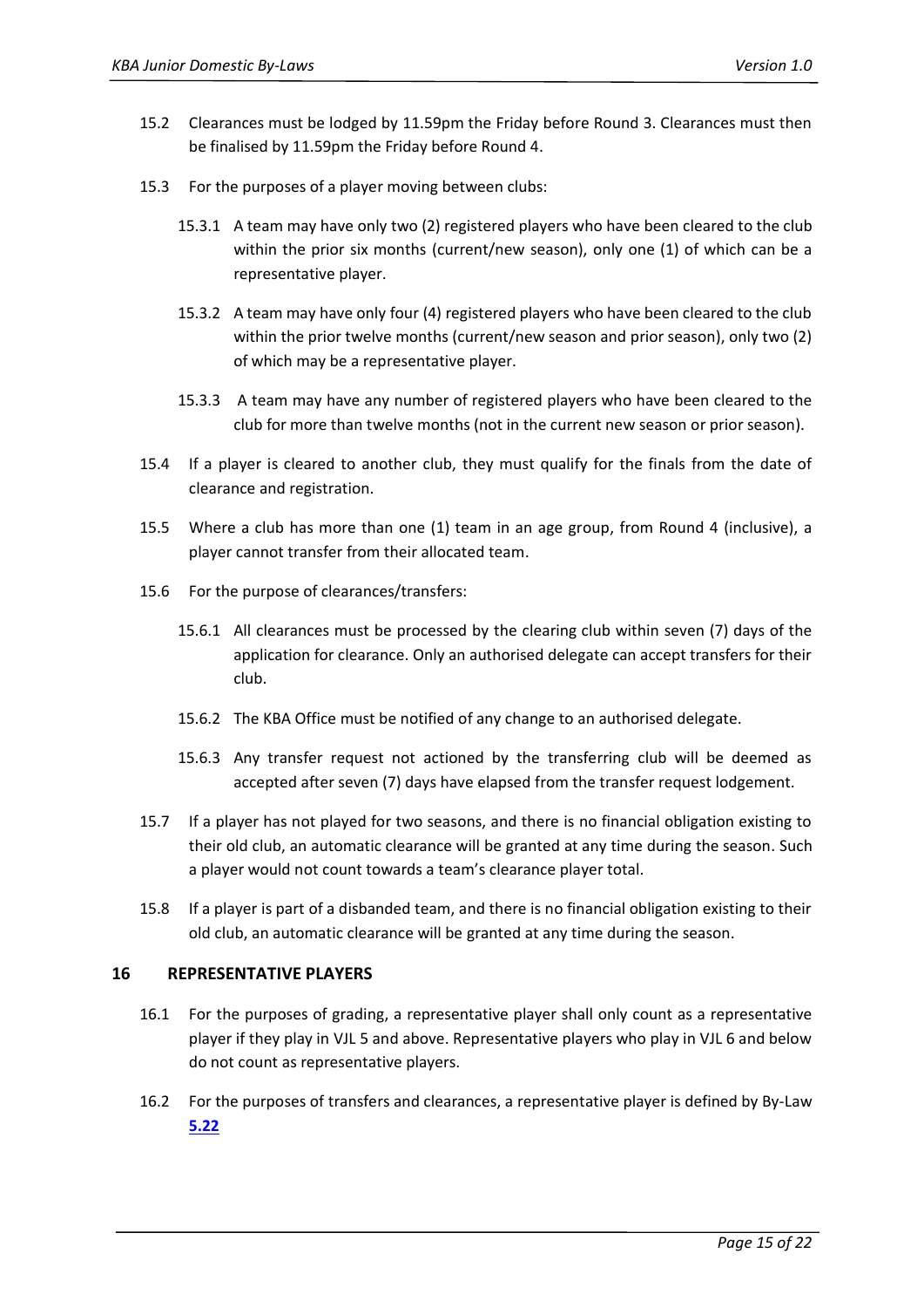15.2 Clearances must be lodged by 11.59pm the Friday before Round 3. Clearances must then be finalised by 11.59pm the Friday before Round 4.

15.3 For the purposes of a player moving between clubs:

15.3.1 A team may have only two (2) registered players who have been cleared to the club within the prior six months (current/new season), only one (1) of which can be a representative player.

15.3.2 A team may have only four (4) registered players who have been cleared to the club within the prior twelve months (current/new season and prior season), only two (2) of which may be a representative player.

15.3.3 A team may have any number of registered players who have been cleared to the club for more than twelve months (not in the current new season or prior season).

15.4 If a player is cleared to another club, they must qualify for the finals from the date of clearance and registration.

15.5 Where a club has more than one (1) team in an age group, from Round 4 (inclusive), a player cannot transfer from their allocated team.

15.6 For the purpose of clearances/transfers:

15.6.1 All clearances must be processed by the clearing club within seven (7) days of the application for clearance. Only an authorised delegate can accept transfers for their club.

15.6.2 The KBA Office must be notified of any change to an authorised delegate.

15.6.3 Any transfer request not actioned by the transferring club will be deemed as accepted after seven (7) days have elapsed from the transfer request lodgement.

15.7 If a player has not played for two seasons, and there is no financial obligation existing to their old club, an automatic clearance will be granted at any time during the season. Such a player would not count towards a team's clearance player total.

15.8 If a player is part of a disbanded team, and there is no financial obligation existing to their old club, an automatic clearance will be granted at any time during the season.

## 16 REPRESENTATIVE PLAYERS

16.1 For the purposes of grading, a representative player shall only count as a representative player if they play in VJL 5 and above. Representative players who play in VJL 6 and below do not count as representative players.

16.2 For the purposes of transfers and clearances, a representative player is defined by By-Law **5.22**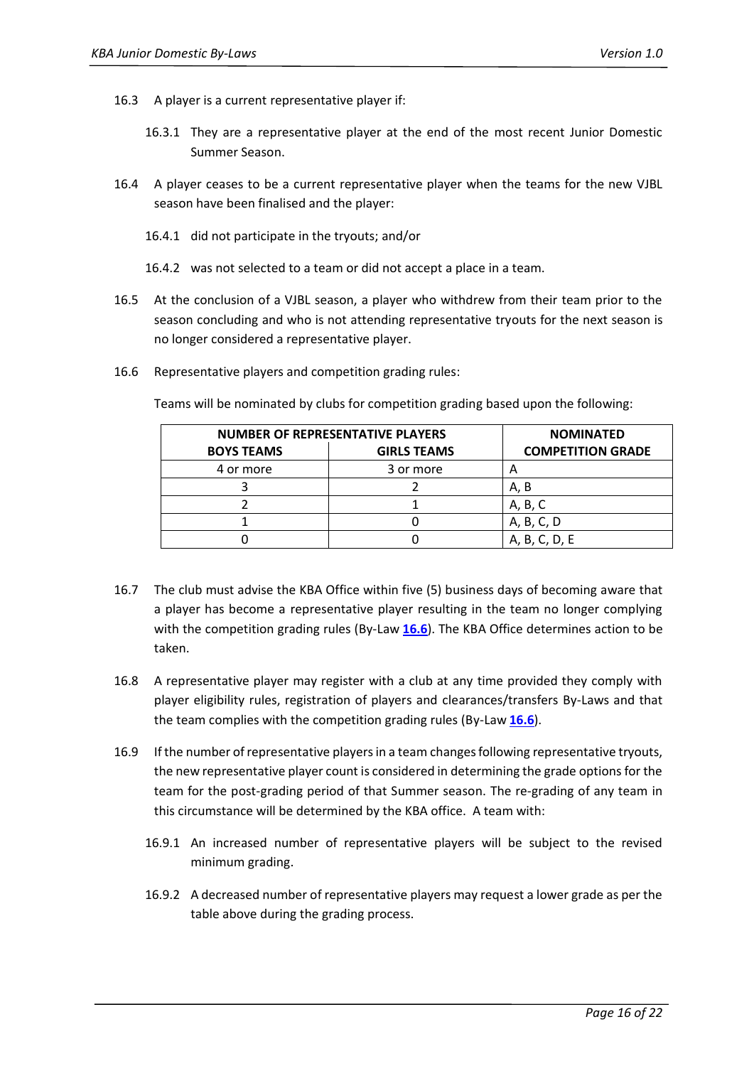16.3 A player is a current representative player if:

16.3.1 They are a representative player at the end of the most recent Junior Domestic Summer Season.

16.4 A player ceases to be a current representative player when the teams for the new VJBL season have been finalised and the player:

16.4.1 did not participate in the tryouts; and/or

16.4.2 was not selected to a team or did not accept a place in a team.

16.5 At the conclusion of a VJBL season, a player who withdrew from their team prior to the season concluding and who is not attending representative tryouts for the next season is no longer considered a representative player.

16.6 Representative players and competition grading rules:

Teams will be nominated by clubs for competition grading based upon the following:

| **NUMBER OF REPRESENTATIVE PLAYERS** | | **NOMINATED COMPETITION GRADE** |
|---|---|---|
| **BOYS TEAMS** | **GIRLS TEAMS** | |
| 4 or more | 3 or more | A |
| 3 | 2 | A, B |
| 2 | 1 | A, B, C |
| 1 | 0 | A, B, C, D |
| 0 | 0 | A, B, C, D, E |

16.7 The club must advise the KBA Office within five (5) business days of becoming aware that a player has become a representative player resulting in the team no longer complying with the competition grading rules (By-Law **16.6**). The KBA Office determines action to be taken.

16.8 A representative player may register with a club at any time provided they comply with player eligibility rules, registration of players and clearances/transfers By-Laws and that the team complies with the competition grading rules (By-Law **16.6**).

16.9 If the number of representative players in a team changes following representative tryouts, the new representative player count is considered in determining the grade options for the team for the post-grading period of that Summer season. The re-grading of any team in this circumstance will be determined by the KBA office. A team with:

16.9.1 An increased number of representative players will be subject to the revised minimum grading.

16.9.2 A decreased number of representative players may request a lower grade as per the table above during the grading process.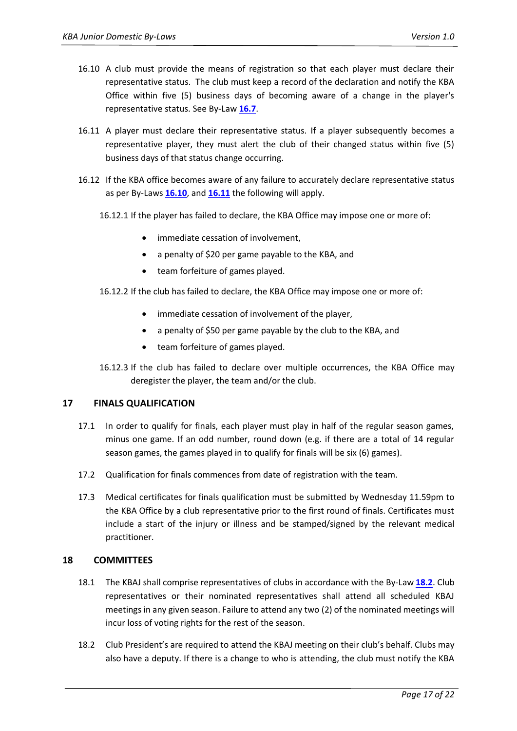16.10 A club must provide the means of registration so that each player must declare their representative status. The club must keep a record of the declaration and notify the KBA Office within five (5) business days of becoming aware of a change in the player's representative status. See By-Law **16.7**.

16.11 A player must declare their representative status. If a player subsequently becomes a representative player, they must alert the club of their changed status within five (5) business days of that status change occurring.

16.12 If the KBA office becomes aware of any failure to accurately declare representative status as per By-Laws **16.10**, and **16.11** the following will apply.

16.12.1 If the player has failed to declare, the KBA Office may impose one or more of:

- immediate cessation of involvement,
- a penalty of $20 per game payable to the KBA, and
- team forfeiture of games played.

16.12.2 If the club has failed to declare, the KBA Office may impose one or more of:

- immediate cessation of involvement of the player,
- a penalty of $50 per game payable by the club to the KBA, and
- team forfeiture of games played.

16.12.3 If the club has failed to declare over multiple occurrences, the KBA Office may deregister the player, the team and/or the club.

## 17 FINALS QUALIFICATION

17.1 In order to qualify for finals, each player must play in half of the regular season games, minus one game. If an odd number, round down (e.g. if there are a total of 14 regular season games, the games played in to qualify for finals will be six (6) games).

17.2 Qualification for finals commences from date of registration with the team.

17.3 Medical certificates for finals qualification must be submitted by Wednesday 11.59pm to the KBA Office by a club representative prior to the first round of finals. Certificates must include a start of the injury or illness and be stamped/signed by the relevant medical practitioner.

## 18 COMMITTEES

18.1 The KBAJ shall comprise representatives of clubs in accordance with the By-Law **18.2**. Club representatives or their nominated representatives shall attend all scheduled KBAJ meetings in any given season. Failure to attend any two (2) of the nominated meetings will incur loss of voting rights for the rest of the season.

18.2 Club President's are required to attend the KBAJ meeting on their club's behalf. Clubs may also have a deputy. If there is a change to who is attending, the club must notify the KBA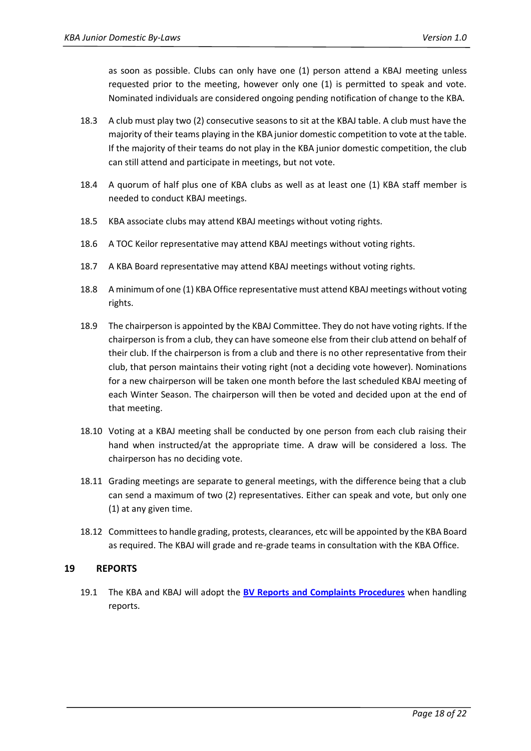as soon as possible. Clubs can only have one (1) person attend a KBAJ meeting unless requested prior to the meeting, however only one (1) is permitted to speak and vote. Nominated individuals are considered ongoing pending notification of change to the KBA.

18.3 A club must play two (2) consecutive seasons to sit at the KBAJ table. A club must have the majority of their teams playing in the KBA junior domestic competition to vote at the table. If the majority of their teams do not play in the KBA junior domestic competition, the club can still attend and participate in meetings, but not vote.

18.4 A quorum of half plus one of KBA clubs as well as at least one (1) KBA staff member is needed to conduct KBAJ meetings.

18.5 KBA associate clubs may attend KBAJ meetings without voting rights.

18.6 A TOC Keilor representative may attend KBAJ meetings without voting rights.

18.7 A KBA Board representative may attend KBAJ meetings without voting rights.

18.8 A minimum of one (1) KBA Office representative must attend KBAJ meetings without voting rights.

18.9 The chairperson is appointed by the KBAJ Committee. They do not have voting rights. If the chairperson is from a club, they can have someone else from their club attend on behalf of their club. If the chairperson is from a club and there is no other representative from their club, that person maintains their voting right (not a deciding vote however). Nominations for a new chairperson will be taken one month before the last scheduled KBAJ meeting of each Winter Season. The chairperson will then be voted and decided upon at the end of that meeting.

18.10 Voting at a KBAJ meeting shall be conducted by one person from each club raising their hand when instructed/at the appropriate time. A draw will be considered a loss. The chairperson has no deciding vote.

18.11 Grading meetings are separate to general meetings, with the difference being that a club can send a maximum of two (2) representatives. Either can speak and vote, but only one (1) at any given time.

18.12 Committees to handle grading, protests, clearances, etc will be appointed by the KBA Board as required. The KBAJ will grade and re-grade teams in consultation with the KBA Office.

## 19 REPORTS

19.1 The KBA and KBAJ will adopt the **BV Reports and Complaints Procedures** when handling reports.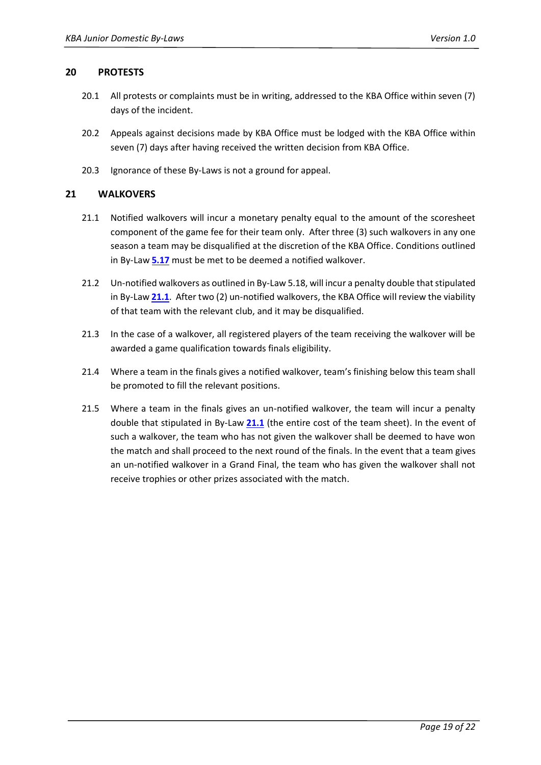## 20 PROTESTS

20.1 All protests or complaints must be in writing, addressed to the KBA Office within seven (7) days of the incident.

20.2 Appeals against decisions made by KBA Office must be lodged with the KBA Office within seven (7) days after having received the written decision from KBA Office.

20.3 Ignorance of these By-Laws is not a ground for appeal.

## 21 WALKOVERS

21.1 Notified walkovers will incur a monetary penalty equal to the amount of the scoresheet component of the game fee for their team only. After three (3) such walkovers in any one season a team may be disqualified at the discretion of the KBA Office. Conditions outlined in By-Law **5.17** must be met to be deemed a notified walkover.

21.2 Un-notified walkovers as outlined in By-Law 5.18, will incur a penalty double that stipulated in By-Law **21.1**. After two (2) un-notified walkovers, the KBA Office will review the viability of that team with the relevant club, and it may be disqualified.

21.3 In the case of a walkover, all registered players of the team receiving the walkover will be awarded a game qualification towards finals eligibility.

21.4 Where a team in the finals gives a notified walkover, team's finishing below this team shall be promoted to fill the relevant positions.

21.5 Where a team in the finals gives an un-notified walkover, the team will incur a penalty double that stipulated in By-Law **21.1** (the entire cost of the team sheet). In the event of such a walkover, the team who has not given the walkover shall be deemed to have won the match and shall proceed to the next round of the finals. In the event that a team gives an un-notified walkover in a Grand Final, the team who has given the walkover shall not receive trophies or other prizes associated with the match.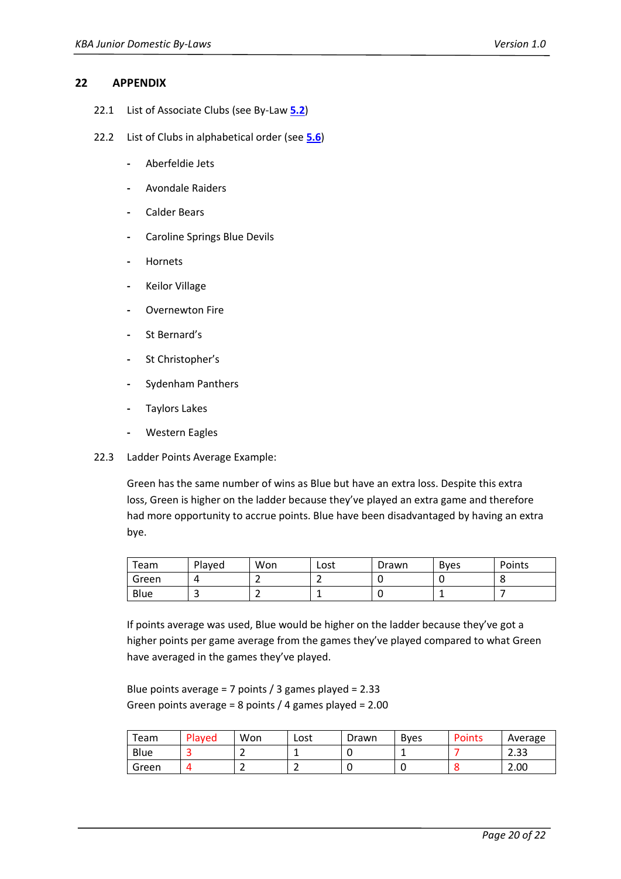## 22 APPENDIX

22.1 List of Associate Clubs (see By-Law **5.2**)

22.2 List of Clubs in alphabetical order (see **5.6**)

- Aberfeldie Jets
- Avondale Raiders
- Calder Bears
- Caroline Springs Blue Devils
- Hornets
- Keilor Village
- Overnewton Fire
- St Bernard's
- St Christopher's
- Sydenham Panthers
- Taylors Lakes
- Western Eagles

22.3 Ladder Points Average Example:

Green has the same number of wins as Blue but have an extra loss. Despite this extra loss, Green is higher on the ladder because they've played an extra game and therefore had more opportunity to accrue points. Blue have been disadvantaged by having an extra bye.

| Team | Played | Won | Lost | Drawn | Byes | Points |
|---|---|---|---|---|---|---|
| Green | 4 | 2 | 2 | 0 | 0 | 8 |
| Blue | 3 | 2 | 1 | 0 | 1 | 7 |

If points average was used, Blue would be higher on the ladder because they've got a higher points per game average from the games they've played compared to what Green have averaged in the games they've played.

Blue points average = 7 points / 3 games played = 2.33
Green points average = 8 points / 4 games played = 2.00

| Team | Played | Won | Lost | Drawn | Byes | Points | Average |
|---|---|---|---|---|---|---|---|
| Blue | 3 | 2 | 1 | 0 | 1 | 7 | 2.33 |
| Green | 4 | 2 | 2 | 0 | 0 | 8 | 2.00 |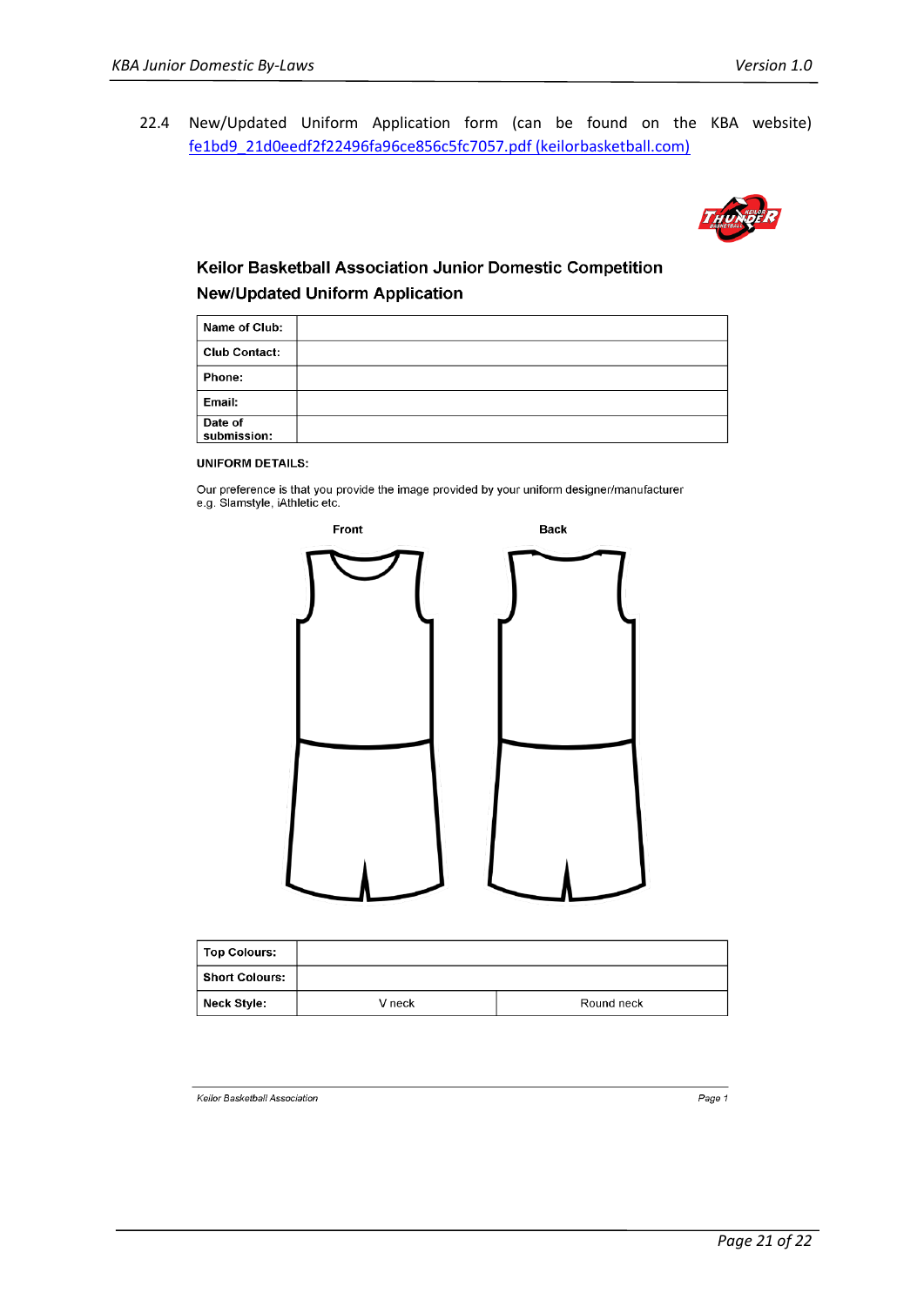22.4 New/Updated Uniform Application form (can be found on the KBA website) fe1bd9_21d0eedf2f22496fa96ce856c5fc7057.pdf (keilorbasketball.com)

## Keilor Basketball Association Junior Domestic Competition
## New/Updated Uniform Application

| Name of Club: | |
|---|---|
| Club Contact: | |
| Phone: | |
| Email: | |
| Date of submission: | |

**UNIFORM DETAILS:**

Our preference is that you provide the image provided by your uniform designer/manufacturer e.g. Slamstyle, iAthletic etc.

**Front** **Back**

| Top Colours: | | |
|---|---|---|
| Short Colours: | | |
| Neck Style: | V neck | Round neck |

*Keilor Basketball Association* Page 1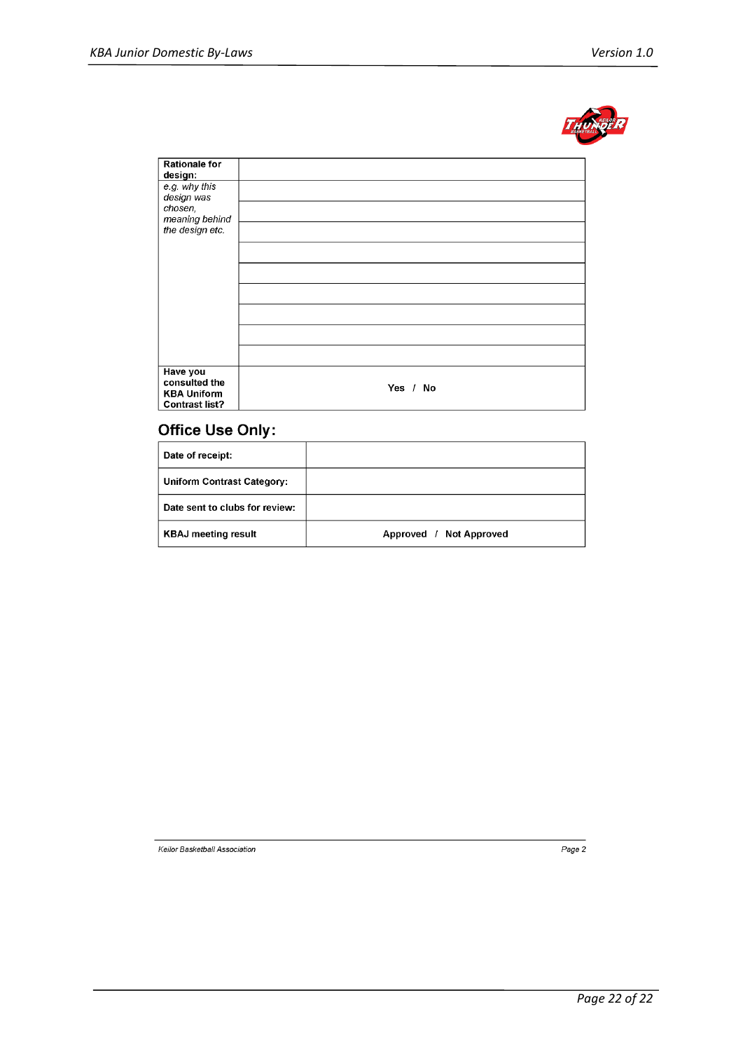| | |
|---|---|
| **Rationale for design:** | |
| *e.g. why this design was chosen, meaning behind the design etc.* | |
| | |
| | |
| | |
| | |
| | |
| | |
| | |
| | |
| **Have you consulted the KBA Uniform Contrast list?** | **Yes / No** |

## Office Use Only:

| | |
|---|---|
| **Date of receipt:** | |
| **Uniform Contrast Category:** | |
| **Date sent to clubs for review:** | |
| **KBAJ meeting result** | **Approved / Not Approved** |

*Keilor Basketball Association* *Page 2*